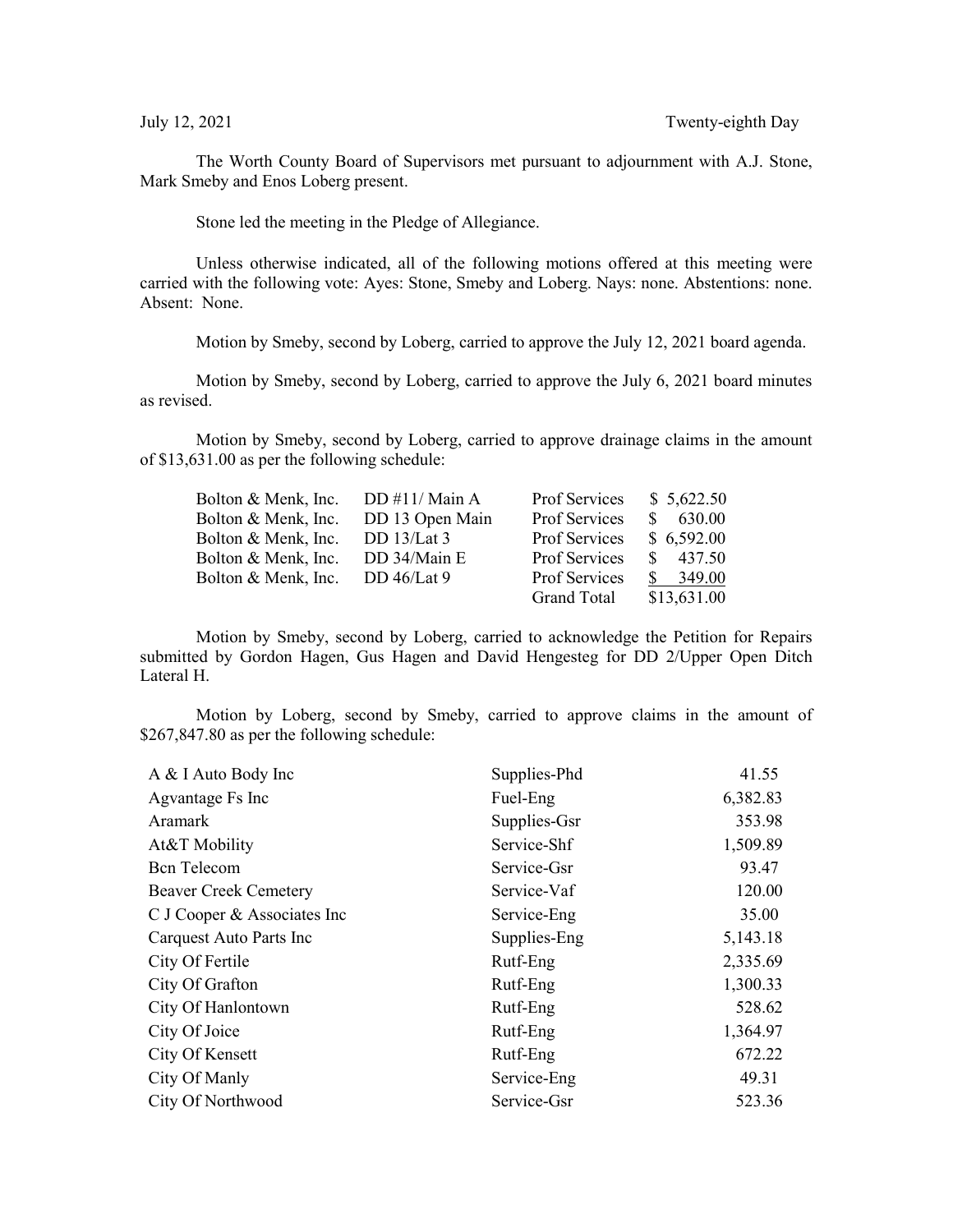July 12, 2021 Twenty-eighth Day

The Worth County Board of Supervisors met pursuant to adjournment with A.J. Stone, Mark Smeby and Enos Loberg present.

Stone led the meeting in the Pledge of Allegiance.

Unless otherwise indicated, all of the following motions offered at this meeting were carried with the following vote: Ayes: Stone, Smeby and Loberg. Nays: none. Abstentions: none. Absent: None.

Motion by Smeby, second by Loberg, carried to approve the July 12, 2021 board agenda.

Motion by Smeby, second by Loberg, carried to approve the July 6, 2021 board minutes as revised.

Motion by Smeby, second by Loberg, carried to approve drainage claims in the amount of $13,631.00 as per the following schedule:

| | | | |
|---|---|---|---|
| Bolton & Menk, Inc. | DD #11/ Main A | Prof Services | $ 5,622.50 |
| Bolton & Menk, Inc. | DD 13 Open Main | Prof Services | $ 630.00 |
| Bolton & Menk, Inc. | DD 13/Lat 3 | Prof Services | $ 6,592.00 |
| Bolton & Menk, Inc. | DD 34/Main E | Prof Services | $ 437.50 |
| Bolton & Menk, Inc. | DD 46/Lat 9 | Prof Services | $ 349.00 |
| | | Grand Total | $13,631.00 |

Motion by Smeby, second by Loberg, carried to acknowledge the Petition for Repairs submitted by Gordon Hagen, Gus Hagen and David Hengesteg for DD 2/Upper Open Ditch Lateral H.

Motion by Loberg, second by Smeby, carried to approve claims in the amount of $267,847.80 as per the following schedule:

| | | |
|---|---|---|
| A & I Auto Body Inc | Supplies-Phd | 41.55 |
| Agvantage Fs Inc | Fuel-Eng | 6,382.83 |
| Aramark | Supplies-Gsr | 353.98 |
| At&T Mobility | Service-Shf | 1,509.89 |
| Bcn Telecom | Service-Gsr | 93.47 |
| Beaver Creek Cemetery | Service-Vaf | 120.00 |
| C J Cooper & Associates Inc | Service-Eng | 35.00 |
| Carquest Auto Parts Inc | Supplies-Eng | 5,143.18 |
| City Of Fertile | Rutf-Eng | 2,335.69 |
| City Of Grafton | Rutf-Eng | 1,300.33 |
| City Of Hanlontown | Rutf-Eng | 528.62 |
| City Of Joice | Rutf-Eng | 1,364.97 |
| City Of Kensett | Rutf-Eng | 672.22 |
| City Of Manly | Service-Eng | 49.31 |
| City Of Northwood | Service-Gsr | 523.36 |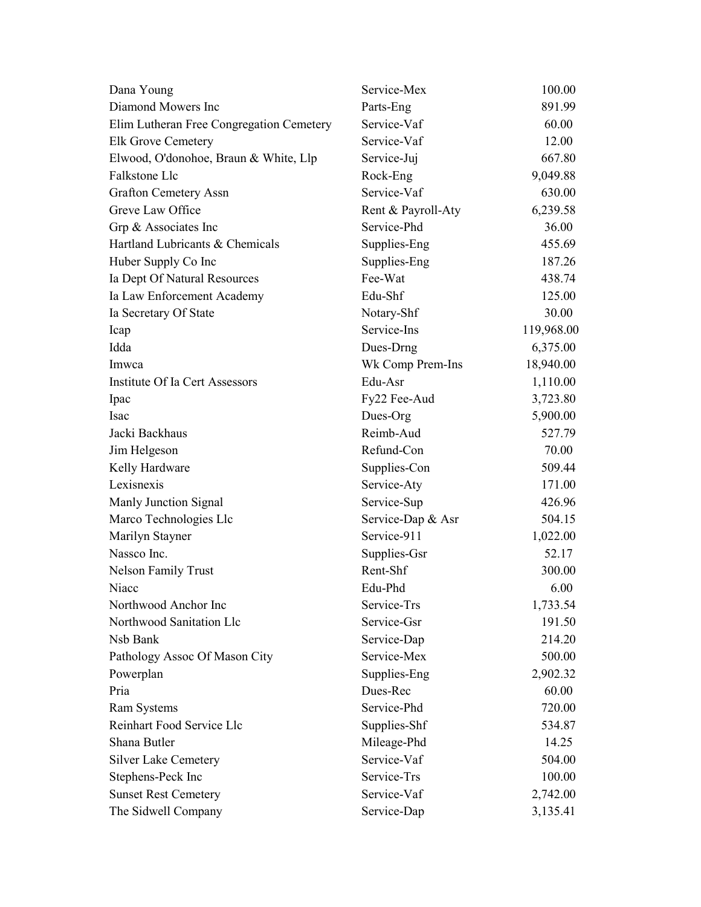| | | |
|---|---|---|
| Dana Young | Service-Mex | 100.00 |
| Diamond Mowers Inc | Parts-Eng | 891.99 |
| Elim Lutheran Free Congregation Cemetery | Service-Vaf | 60.00 |
| Elk Grove Cemetery | Service-Vaf | 12.00 |
| Elwood, O'donohoe, Braun & White, Llp | Service-Juj | 667.80 |
| Falkstone Llc | Rock-Eng | 9,049.88 |
| Grafton Cemetery Assn | Service-Vaf | 630.00 |
| Greve Law Office | Rent & Payroll-Aty | 6,239.58 |
| Grp & Associates Inc | Service-Phd | 36.00 |
| Hartland Lubricants & Chemicals | Supplies-Eng | 455.69 |
| Huber Supply Co Inc | Supplies-Eng | 187.26 |
| Ia Dept Of Natural Resources | Fee-Wat | 438.74 |
| Ia Law Enforcement Academy | Edu-Shf | 125.00 |
| Ia Secretary Of State | Notary-Shf | 30.00 |
| Icap | Service-Ins | 119,968.00 |
| Idda | Dues-Drng | 6,375.00 |
| Imwca | Wk Comp Prem-Ins | 18,940.00 |
| Institute Of Ia Cert Assessors | Edu-Asr | 1,110.00 |
| Ipac | Fy22 Fee-Aud | 3,723.80 |
| Isac | Dues-Org | 5,900.00 |
| Jacki Backhaus | Reimb-Aud | 527.79 |
| Jim Helgeson | Refund-Con | 70.00 |
| Kelly Hardware | Supplies-Con | 509.44 |
| Lexisnexis | Service-Aty | 171.00 |
| Manly Junction Signal | Service-Sup | 426.96 |
| Marco Technologies Llc | Service-Dap & Asr | 504.15 |
| Marilyn Stayner | Service-911 | 1,022.00 |
| Nassco Inc. | Supplies-Gsr | 52.17 |
| Nelson Family Trust | Rent-Shf | 300.00 |
| Niacc | Edu-Phd | 6.00 |
| Northwood Anchor Inc | Service-Trs | 1,733.54 |
| Northwood Sanitation Llc | Service-Gsr | 191.50 |
| Nsb Bank | Service-Dap | 214.20 |
| Pathology Assoc Of Mason City | Service-Mex | 500.00 |
| Powerplan | Supplies-Eng | 2,902.32 |
| Pria | Dues-Rec | 60.00 |
| Ram Systems | Service-Phd | 720.00 |
| Reinhart Food Service Llc | Supplies-Shf | 534.87 |
| Shana Butler | Mileage-Phd | 14.25 |
| Silver Lake Cemetery | Service-Vaf | 504.00 |
| Stephens-Peck Inc | Service-Trs | 100.00 |
| Sunset Rest Cemetery | Service-Vaf | 2,742.00 |
| The Sidwell Company | Service-Dap | 3,135.41 |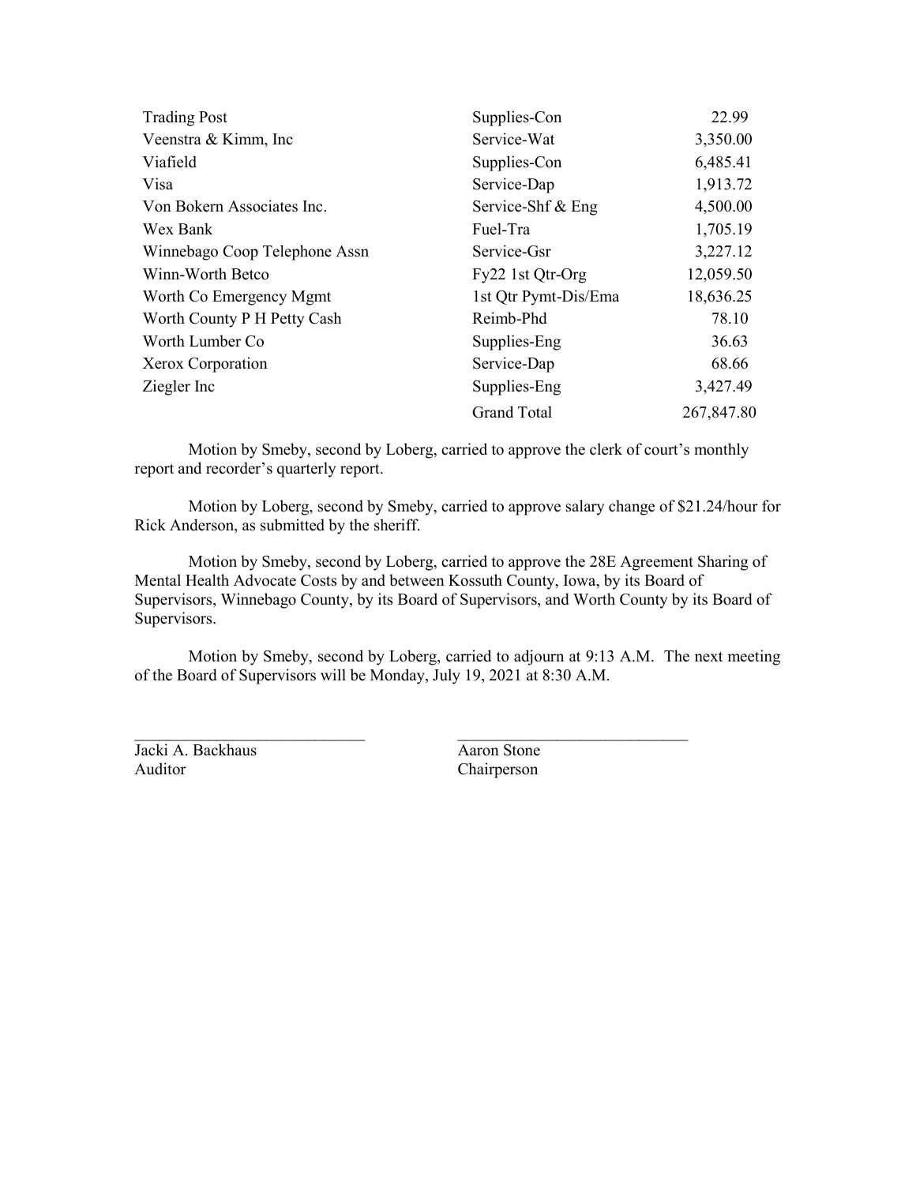| | | |
|---|---|---|
| Trading Post | Supplies-Con | 22.99 |
| Veenstra & Kimm, Inc | Service-Wat | 3,350.00 |
| Viafield | Supplies-Con | 6,485.41 |
| Visa | Service-Dap | 1,913.72 |
| Von Bokern Associates Inc. | Service-Shf & Eng | 4,500.00 |
| Wex Bank | Fuel-Tra | 1,705.19 |
| Winnebago Coop Telephone Assn | Service-Gsr | 3,227.12 |
| Winn-Worth Betco | Fy22 1st Qtr-Org | 12,059.50 |
| Worth Co Emergency Mgmt | 1st Qtr Pymt-Dis/Ema | 18,636.25 |
| Worth County P H Petty Cash | Reimb-Phd | 78.10 |
| Worth Lumber Co | Supplies-Eng | 36.63 |
| Xerox Corporation | Service-Dap | 68.66 |
| Ziegler Inc | Supplies-Eng | 3,427.49 |
| | Grand Total | 267,847.80 |

Motion by Smeby, second by Loberg, carried to approve the clerk of court's monthly report and recorder's quarterly report.

Motion by Loberg, second by Smeby, carried to approve salary change of $21.24/hour for Rick Anderson, as submitted by the sheriff.

Motion by Smeby, second by Loberg, carried to approve the 28E Agreement Sharing of Mental Health Advocate Costs by and between Kossuth County, Iowa, by its Board of Supervisors, Winnebago County, by its Board of Supervisors, and Worth County by its Board of Supervisors.

Motion by Smeby, second by Loberg, carried to adjourn at 9:13 A.M. The next meeting of the Board of Supervisors will be Monday, July 19, 2021 at 8:30 A.M.

_____________________________ _____________________________

Jacki A. Backhaus
Auditor

Aaron Stone
Chairperson